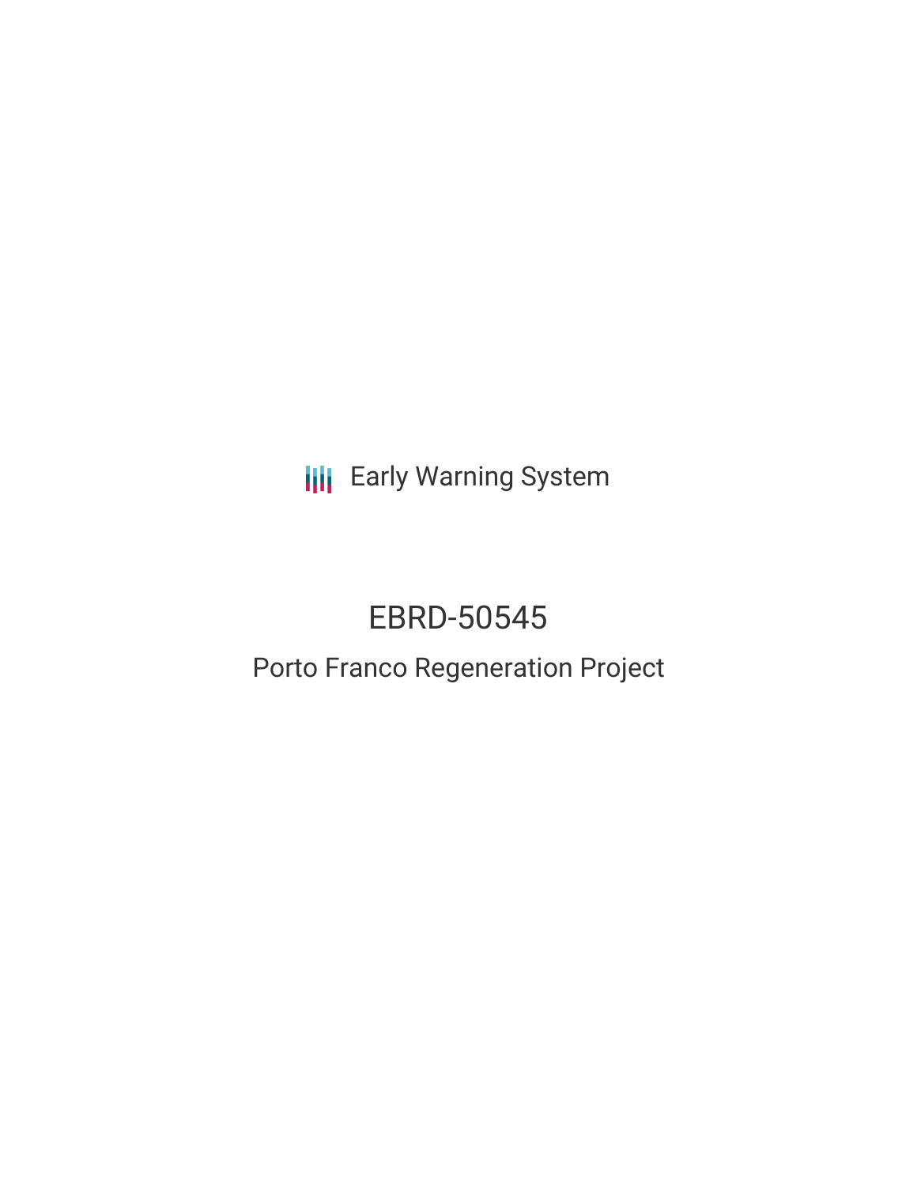Early Warning System

# EBRD-50545

## Porto Franco Regeneration Project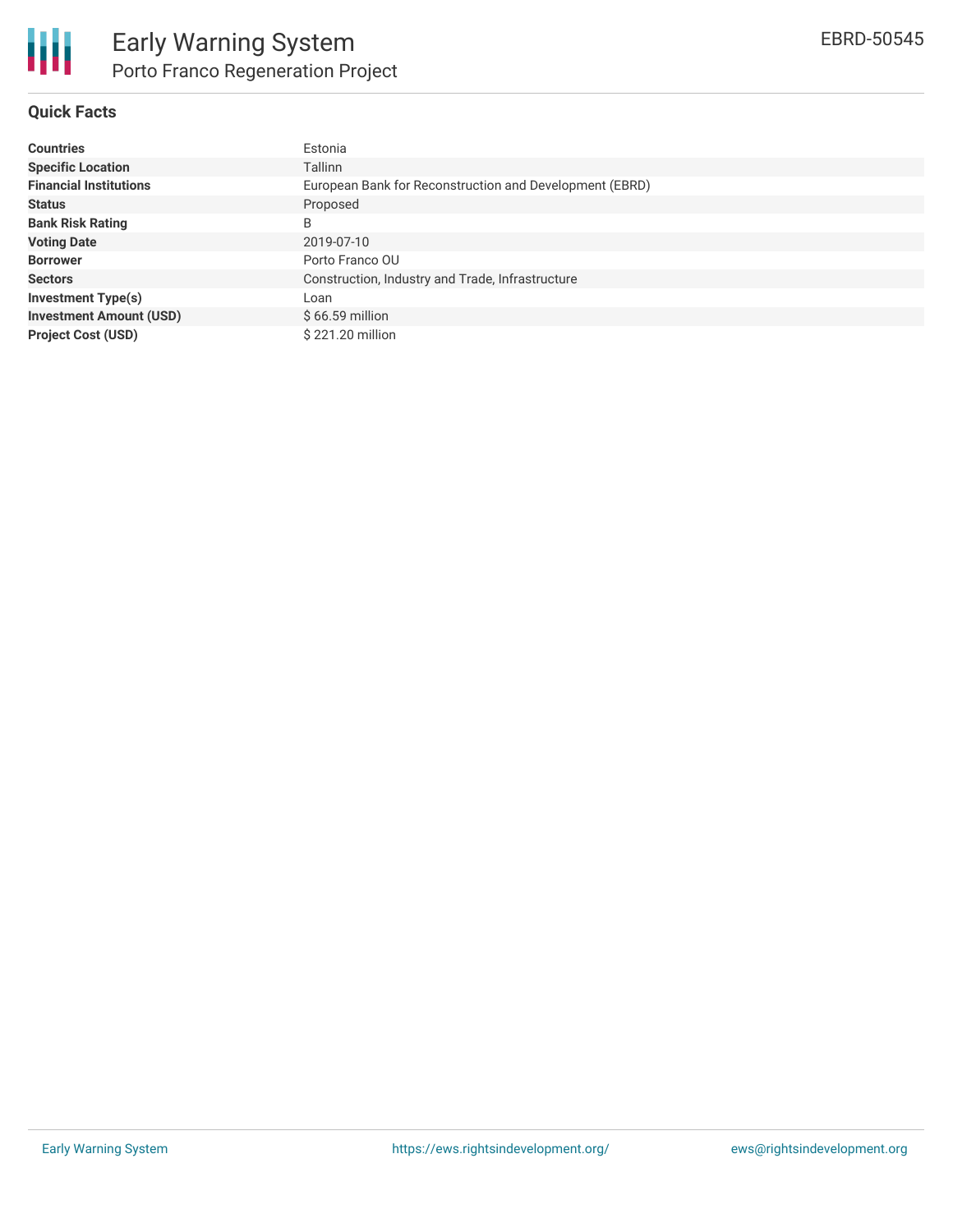# Early Warning System

## Porto Franco Regeneration Project

EBRD-50545

### Quick Facts

| | |
|---|---|
| **Countries** | Estonia |
| **Specific Location** | Tallinn |
| **Financial Institutions** | European Bank for Reconstruction and Development (EBRD) |
| **Status** | Proposed |
| **Bank Risk Rating** | B |
| **Voting Date** | 2019-07-10 |
| **Borrower** | Porto Franco OU |
| **Sectors** | Construction, Industry and Trade, Infrastructure |
| **Investment Type(s)** | Loan |
| **Investment Amount (USD)** | $ 66.59 million |
| **Project Cost (USD)** | $ 221.20 million |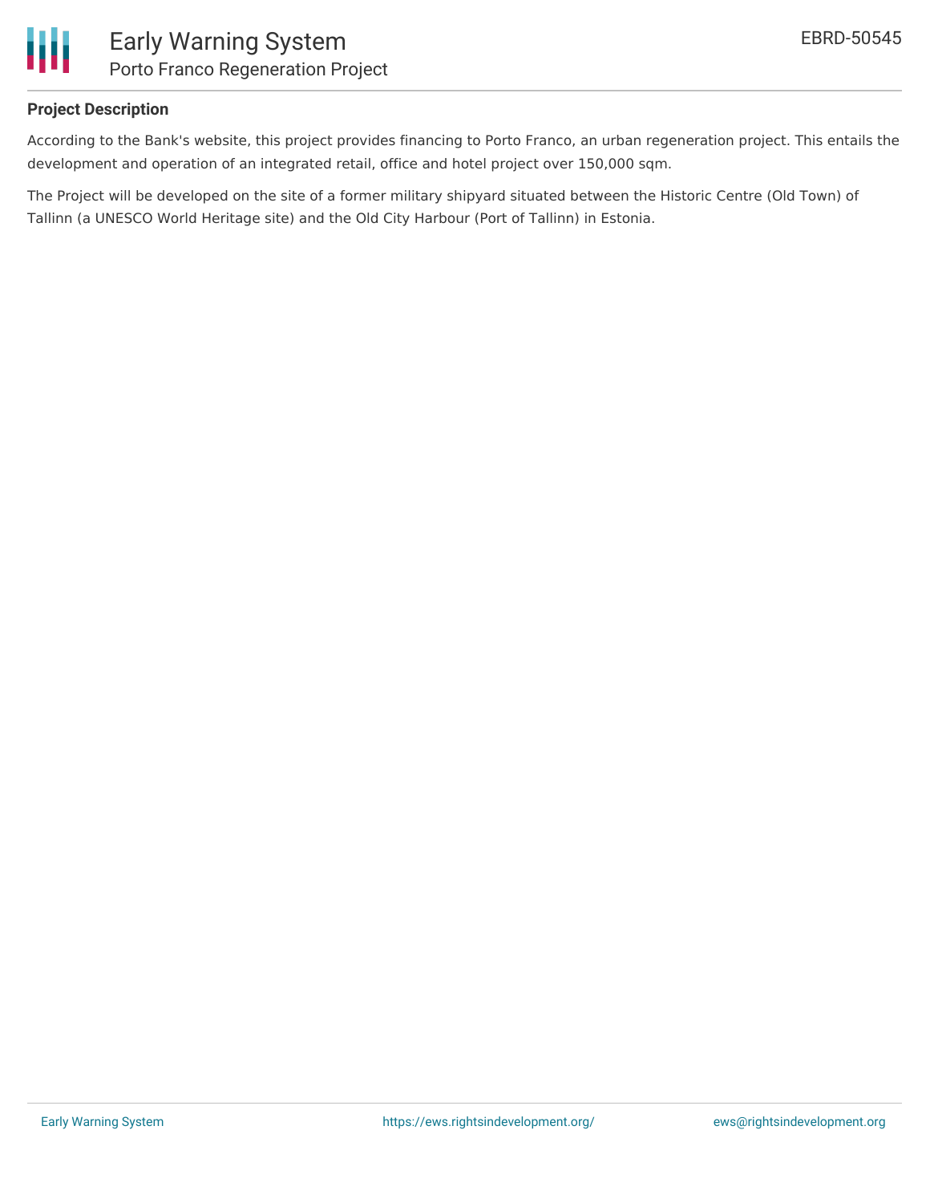## Project Description

According to the Bank's website, this project provides financing to Porto Franco, an urban regeneration project. This entails the development and operation of an integrated retail, office and hotel project over 150,000 sqm.

The Project will be developed on the site of a former military shipyard situated between the Historic Centre (Old Town) of Tallinn (a UNESCO World Heritage site) and the Old City Harbour (Port of Tallinn) in Estonia.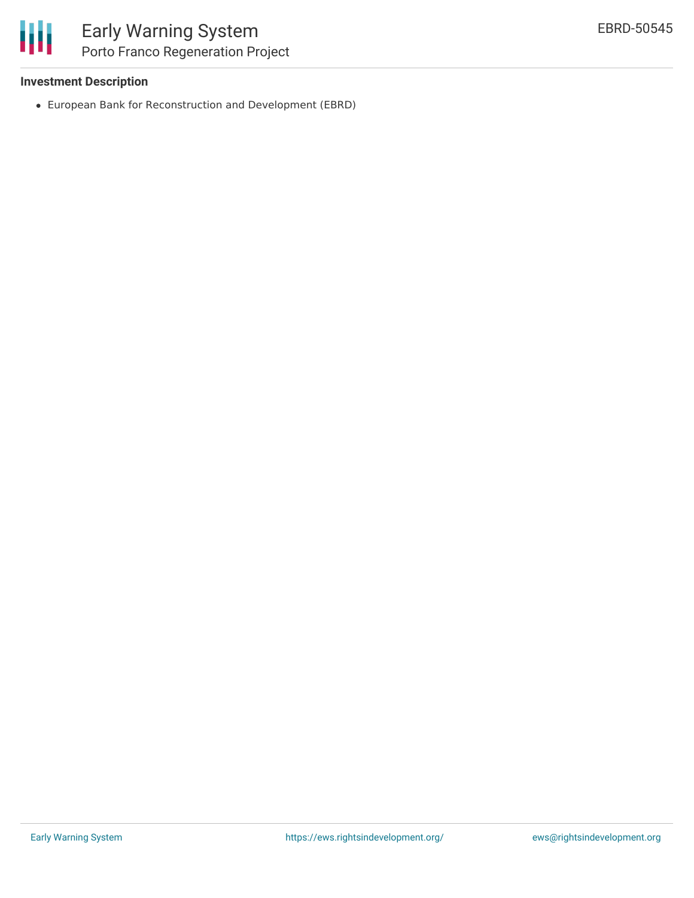### Investment Description

- European Bank for Reconstruction and Development (EBRD)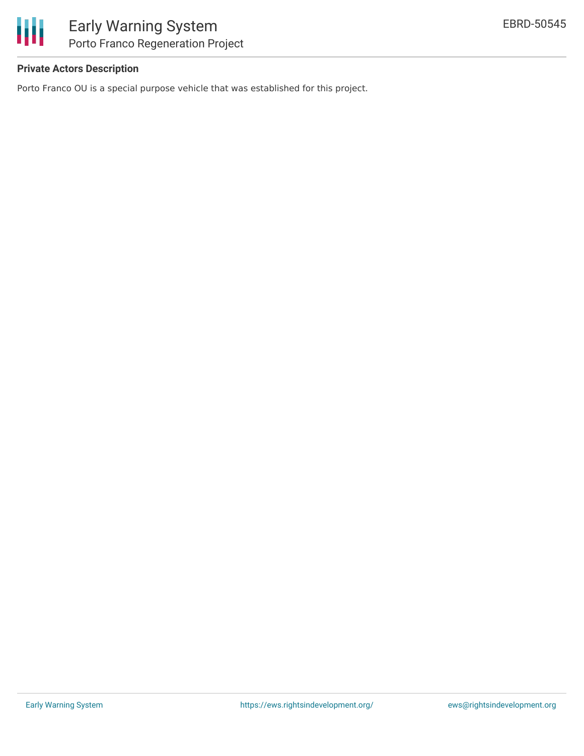**Private Actors Description**

Porto Franco OU is a special purpose vehicle that was established for this project.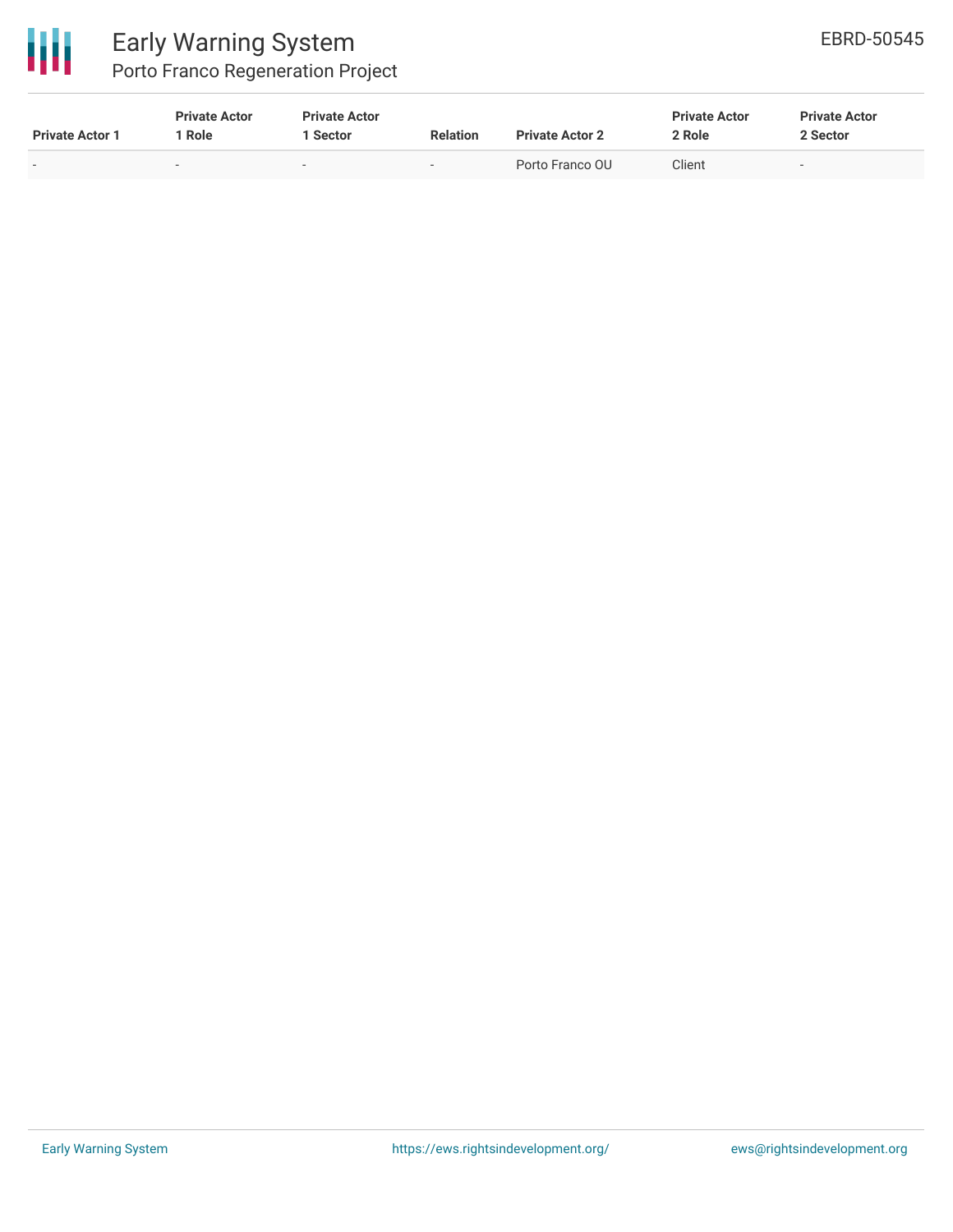| Private Actor 1 | Private Actor 1 Role | Private Actor 1 Sector | Relation | Private Actor 2 | Private Actor 2 Role | Private Actor 2 Sector |
|---|---|---|---|---|---|---|
| - | - | - | - | Porto Franco OU | Client | - |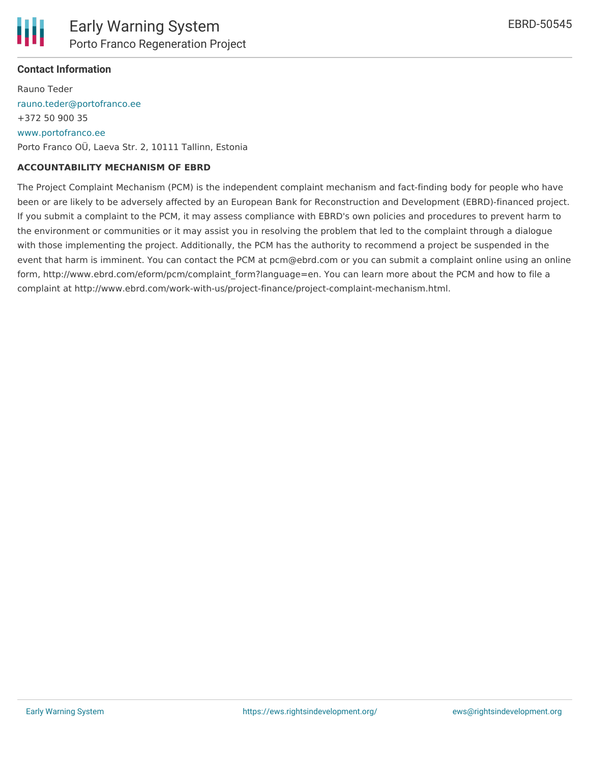**Contact Information**

Rauno Teder

rauno.teder@portofranco.ee

+372 50 900 35

www.portofranco.ee

Porto Franco OÜ, Laeva Str. 2, 10111 Tallinn, Estonia

**ACCOUNTABILITY MECHANISM OF EBRD**

The Project Complaint Mechanism (PCM) is the independent complaint mechanism and fact-finding body for people who have been or are likely to be adversely affected by an European Bank for Reconstruction and Development (EBRD)-financed project. If you submit a complaint to the PCM, it may assess compliance with EBRD's own policies and procedures to prevent harm to the environment or communities or it may assist you in resolving the problem that led to the complaint through a dialogue with those implementing the project. Additionally, the PCM has the authority to recommend a project be suspended in the event that harm is imminent. You can contact the PCM at pcm@ebrd.com or you can submit a complaint online using an online form, http://www.ebrd.com/eform/pcm/complaint_form?language=en. You can learn more about the PCM and how to file a complaint at http://www.ebrd.com/work-with-us/project-finance/project-complaint-mechanism.html.